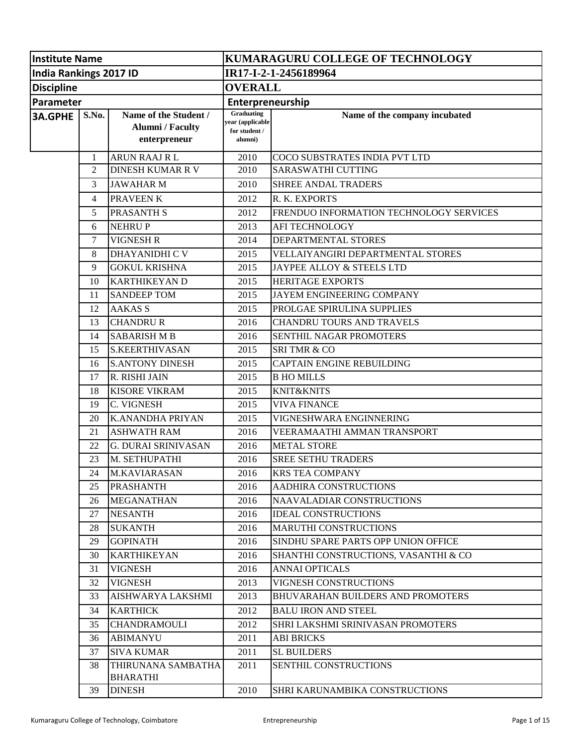| Institute Name | | KUMARAGURU COLLEGE OF TECHNOLOGY | | |
|---|---|---|---|---|
| India Rankings 2017 ID | | IR17-I-2-1-2456189964 | | |
| Discipline | | OVERALL | | |
| Parameter | | Entrepreneurship | | |
| 3A.GPHE | S.No. | Name of the Student / Alumni / Faculty enterpreneur | Graduating year (applicable for student / alumni) | Name of the company incubated |
| | 1 | ARUN RAAJ R L | 2010 | COCO SUBSTRATES INDIA PVT LTD |
| | 2 | DINESH KUMAR R V | 2010 | SARASWATHI CUTTING |
| | 3 | JAWAHAR M | 2010 | SHREE ANDAL TRADERS |
| | 4 | PRAVEEN K | 2012 | R. K. EXPORTS |
| | 5 | PRASANTH S | 2012 | FRENDUO INFORMATION TECHNOLOGY SERVICES |
| | 6 | NEHRU P | 2013 | AFI TECHNOLOGY |
| | 7 | VIGNESH R | 2014 | DEPARTMENTAL STORES |
| | 8 | DHAYANIDHI C V | 2015 | VELLAIYANGIRI DEPARTMENTAL STORES |
| | 9 | GOKUL KRISHNA | 2015 | JAYPEE ALLOY & STEELS LTD |
| | 10 | KARTHIKEYAN D | 2015 | HERITAGE EXPORTS |
| | 11 | SANDEEP TOM | 2015 | JAYEM ENGINEERING COMPANY |
| | 12 | AAKAS S | 2015 | PROLGAE SPIRULINA SUPPLIES |
| | 13 | CHANDRU R | 2016 | CHANDRU TOURS AND TRAVELS |
| | 14 | SABARISH M B | 2016 | SENTHIL NAGAR PROMOTERS |
| | 15 | S.KEERTHIVASAN | 2015 | SRI TMR & CO |
| | 16 | S.ANTONY DINESH | 2015 | CAPTAIN ENGINE REBUILDING |
| | 17 | R. RISHI JAIN | 2015 | B HO MILLS |
| | 18 | KISORE VIKRAM | 2015 | KNIT&KNITS |
| | 19 | C. VIGNESH | 2015 | VIVA FINANCE |
| | 20 | K.ANANDHA PRIYAN | 2015 | VIGNESHWARA ENGINNERING |
| | 21 | ASHWATH RAM | 2016 | VEERAMAATHI AMMAN TRANSPORT |
| | 22 | G. DURAI SRINIVASAN | 2016 | METAL STORE |
| | 23 | M. SETHUPATHI | 2016 | SREE SETHU TRADERS |
| | 24 | M.KAVIARASAN | 2016 | KRS TEA COMPANY |
| | 25 | PRASHANTH | 2016 | AADHIRA CONSTRUCTIONS |
| | 26 | MEGANATHAN | 2016 | NAAVALADIAR CONSTRUCTIONS |
| | 27 | NESANTH | 2016 | IDEAL CONSTRUCTIONS |
| | 28 | SUKANTH | 2016 | MARUTHI CONSTRUCTIONS |
| | 29 | GOPINATH | 2016 | SINDHU SPARE PARTS OPP UNION OFFICE |
| | 30 | KARTHIKEYAN | 2016 | SHANTHI CONSTRUCTIONS, VASANTHI & CO |
| | 31 | VIGNESH | 2016 | ANNAI OPTICALS |
| | 32 | VIGNESH | 2013 | VIGNESH CONSTRUCTIONS |
| | 33 | AISHWARYA LAKSHMI | 2013 | BHUVARAHAN BUILDERS AND PROMOTERS |
| | 34 | KARTHICK | 2012 | BALU IRON AND STEEL |
| | 35 | CHANDRAMOULI | 2012 | SHRI LAKSHMI SRINIVASAN PROMOTERS |
| | 36 | ABIMANYU | 2011 | ABI BRICKS |
| | 37 | SIVA KUMAR | 2011 | SL BUILDERS |
| | 38 | THIRUNANA SAMBATHA BHARATHI | 2011 | SENTHIL CONSTRUCTIONS |
| | 39 | DINESH | 2010 | SHRI KARUNAMBIKA CONSTRUCTIONS |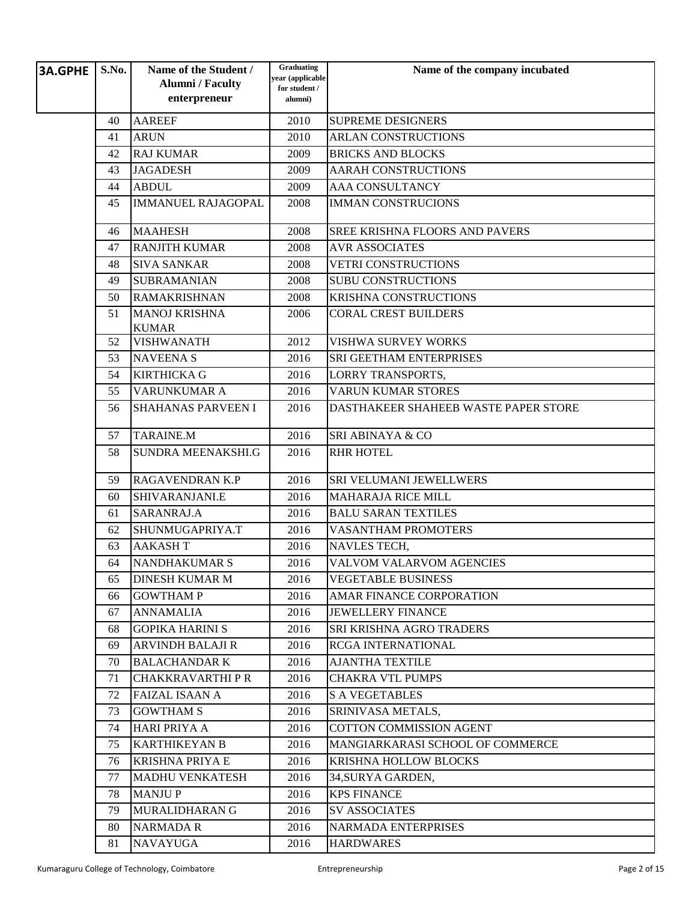| 3A.GPHE | S.No. | Name of the Student / Alumni / Faculty enterpreneur | Graduating year (applicable for student / alumni) | Name of the company incubated |
|---|---|---|---|---|
| | 40 | AAREEF | 2010 | SUPREME DESIGNERS |
| | 41 | ARUN | 2010 | ARLAN CONSTRUCTIONS |
| | 42 | RAJ KUMAR | 2009 | BRICKS AND BLOCKS |
| | 43 | JAGADESH | 2009 | AARAH CONSTRUCTIONS |
| | 44 | ABDUL | 2009 | AAA CONSULTANCY |
| | 45 | IMMANUEL RAJAGOPAL | 2008 | IMMAN CONSTRUCIONS |
| | 46 | MAAHESH | 2008 | SREE KRISHNA FLOORS AND PAVERS |
| | 47 | RANJITH KUMAR | 2008 | AVR ASSOCIATES |
| | 48 | SIVA SANKAR | 2008 | VETRI CONSTRUCTIONS |
| | 49 | SUBRAMANIAN | 2008 | SUBU CONSTRUCTIONS |
| | 50 | RAMAKRISHNAN | 2008 | KRISHNA CONSTRUCTIONS |
| | 51 | MANOJ KRISHNA KUMAR | 2006 | CORAL CREST BUILDERS |
| | 52 | VISHWANATH | 2012 | VISHWA SURVEY WORKS |
| | 53 | NAVEENA S | 2016 | SRI GEETHAM ENTERPRISES |
| | 54 | KIRTHICKA G | 2016 | LORRY TRANSPORTS, |
| | 55 | VARUNKUMAR A | 2016 | VARUN KUMAR STORES |
| | 56 | SHAHANAS PARVEEN I | 2016 | DASTHAKEER SHAHEEB WASTE PAPER STORE |
| | 57 | TARAINE.M | 2016 | SRI ABINAYA & CO |
| | 58 | SUNDRA MEENAKSHI.G | 2016 | RHR HOTEL |
| | 59 | RAGAVENDRAN K.P | 2016 | SRI VELUMANI JEWELLWERS |
| | 60 | SHIVARANJANI.E | 2016 | MAHARAJA RICE MILL |
| | 61 | SARANRAJ.A | 2016 | BALU SARAN TEXTILES |
| | 62 | SHUNMUGAPRIYA.T | 2016 | VASANTHAM PROMOTERS |
| | 63 | AAKASH T | 2016 | NAVLES TECH, |
| | 64 | NANDHAKUMAR S | 2016 | VALVOM VALARVOM AGENCIES |
| | 65 | DINESH KUMAR M | 2016 | VEGETABLE BUSINESS |
| | 66 | GOWTHAM P | 2016 | AMAR FINANCE CORPORATION |
| | 67 | ANNAMALIA | 2016 | JEWELLERY FINANCE |
| | 68 | GOPIKA HARINI S | 2016 | SRI KRISHNA AGRO TRADERS |
| | 69 | ARVINDH BALAJI R | 2016 | RCGA INTERNATIONAL |
| | 70 | BALACHANDAR K | 2016 | AJANTHA TEXTILE |
| | 71 | CHAKKRAVARTHI P R | 2016 | CHAKRA VTL PUMPS |
| | 72 | FAIZAL ISAAN A | 2016 | S A VEGETABLES |
| | 73 | GOWTHAM S | 2016 | SRINIVASA METALS, |
| | 74 | HARI PRIYA A | 2016 | COTTON COMMISSION AGENT |
| | 75 | KARTHIKEYAN B | 2016 | MANGIARKARASI SCHOOL OF COMMERCE |
| | 76 | KRISHNA PRIYA E | 2016 | KRISHNA HOLLOW BLOCKS |
| | 77 | MADHU VENKATESH | 2016 | 34,SURYA GARDEN, |
| | 78 | MANJU P | 2016 | KPS FINANCE |
| | 79 | MURALIDHARAN G | 2016 | SV ASSOCIATES |
| | 80 | NARMADA R | 2016 | NARMADA ENTERPRISES |
| | 81 | NAVAYUGA | 2016 | HARDWARES |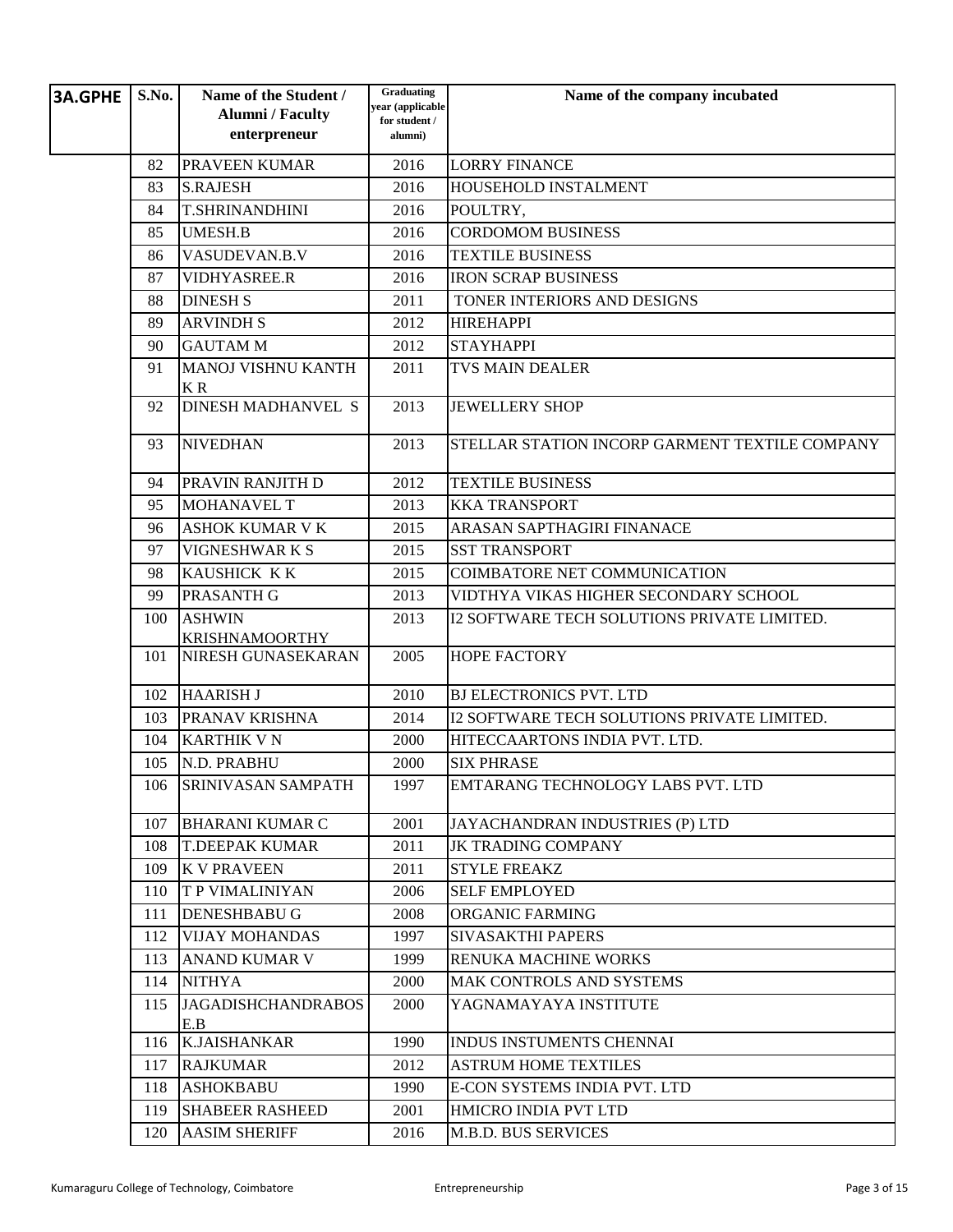| 3A.GPHE | S.No. | Name of the Student / Alumni / Faculty enterpreneur | Graduating year (applicable for student / alumni) | Name of the company incubated |
|---|---|---|---|---|
| | 82 | PRAVEEN KUMAR | 2016 | LORRY FINANCE |
| | 83 | S.RAJESH | 2016 | HOUSEHOLD INSTALMENT |
| | 84 | T.SHRINANDHINI | 2016 | POULTRY, |
| | 85 | UMESH.B | 2016 | CORDOMOM BUSINESS |
| | 86 | VASUDEVAN.B.V | 2016 | TEXTILE BUSINESS |
| | 87 | VIDHYASREE.R | 2016 | IRON SCRAP BUSINESS |
| | 88 | DINESH S | 2011 | TONER INTERIORS AND DESIGNS |
| | 89 | ARVINDH S | 2012 | HIREHAPPI |
| | 90 | GAUTAM M | 2012 | STAYHAPPI |
| | 91 | MANOJ VISHNU KANTH K R | 2011 | TVS MAIN DEALER |
| | 92 | DINESH MADHANVEL S | 2013 | JEWELLERY SHOP |
| | 93 | NIVEDHAN | 2013 | STELLAR STATION INCORP GARMENT TEXTILE COMPANY |
| | 94 | PRAVIN RANJITH D | 2012 | TEXTILE BUSINESS |
| | 95 | MOHANAVEL T | 2013 | KKA TRANSPORT |
| | 96 | ASHOK KUMAR V K | 2015 | ARASAN SAPTHAGIRI FINANACE |
| | 97 | VIGNESHWAR K S | 2015 | SST TRANSPORT |
| | 98 | KAUSHICK K K | 2015 | COIMBATORE NET COMMUNICATION |
| | 99 | PRASANTH G | 2013 | VIDTHYA VIKAS HIGHER SECONDARY SCHOOL |
| | 100 | ASHWIN KRISHNAMOORTHY | 2013 | I2 SOFTWARE TECH SOLUTIONS PRIVATE LIMITED. |
| | 101 | NIRESH GUNASEKARAN | 2005 | HOPE FACTORY |
| | 102 | HAARISH J | 2010 | BJ ELECTRONICS PVT. LTD |
| | 103 | PRANAV KRISHNA | 2014 | I2 SOFTWARE TECH SOLUTIONS PRIVATE LIMITED. |
| | 104 | KARTHIK V N | 2000 | HITECCAARTONS INDIA PVT. LTD. |
| | 105 | N.D. PRABHU | 2000 | SIX PHRASE |
| | 106 | SRINIVASAN SAMPATH | 1997 | EMTARANG TECHNOLOGY LABS PVT. LTD |
| | 107 | BHARANI KUMAR C | 2001 | JAYACHANDRAN INDUSTRIES (P) LTD |
| | 108 | T.DEEPAK KUMAR | 2011 | JK TRADING COMPANY |
| | 109 | K V PRAVEEN | 2011 | STYLE FREAKZ |
| | 110 | T P VIMALINIYAN | 2006 | SELF EMPLOYED |
| | 111 | DENESHBABU G | 2008 | ORGANIC FARMING |
| | 112 | VIJAY MOHANDAS | 1997 | SIVASAKTHI PAPERS |
| | 113 | ANAND KUMAR V | 1999 | RENUKA MACHINE WORKS |
| | 114 | NITHYA | 2000 | MAK CONTROLS AND SYSTEMS |
| | 115 | JAGADISHCHANDRABOS E.B | 2000 | YAGNAMAYAYA INSTITUTE |
| | 116 | K.JAISHANKAR | 1990 | INDUS INSTUMENTS CHENNAI |
| | 117 | RAJKUMAR | 2012 | ASTRUM HOME TEXTILES |
| | 118 | ASHOKBABU | 1990 | E-CON SYSTEMS INDIA PVT. LTD |
| | 119 | SHABEER RASHEED | 2001 | HMICRO INDIA PVT LTD |
| | 120 | AASIM SHERIFF | 2016 | M.B.D. BUS SERVICES |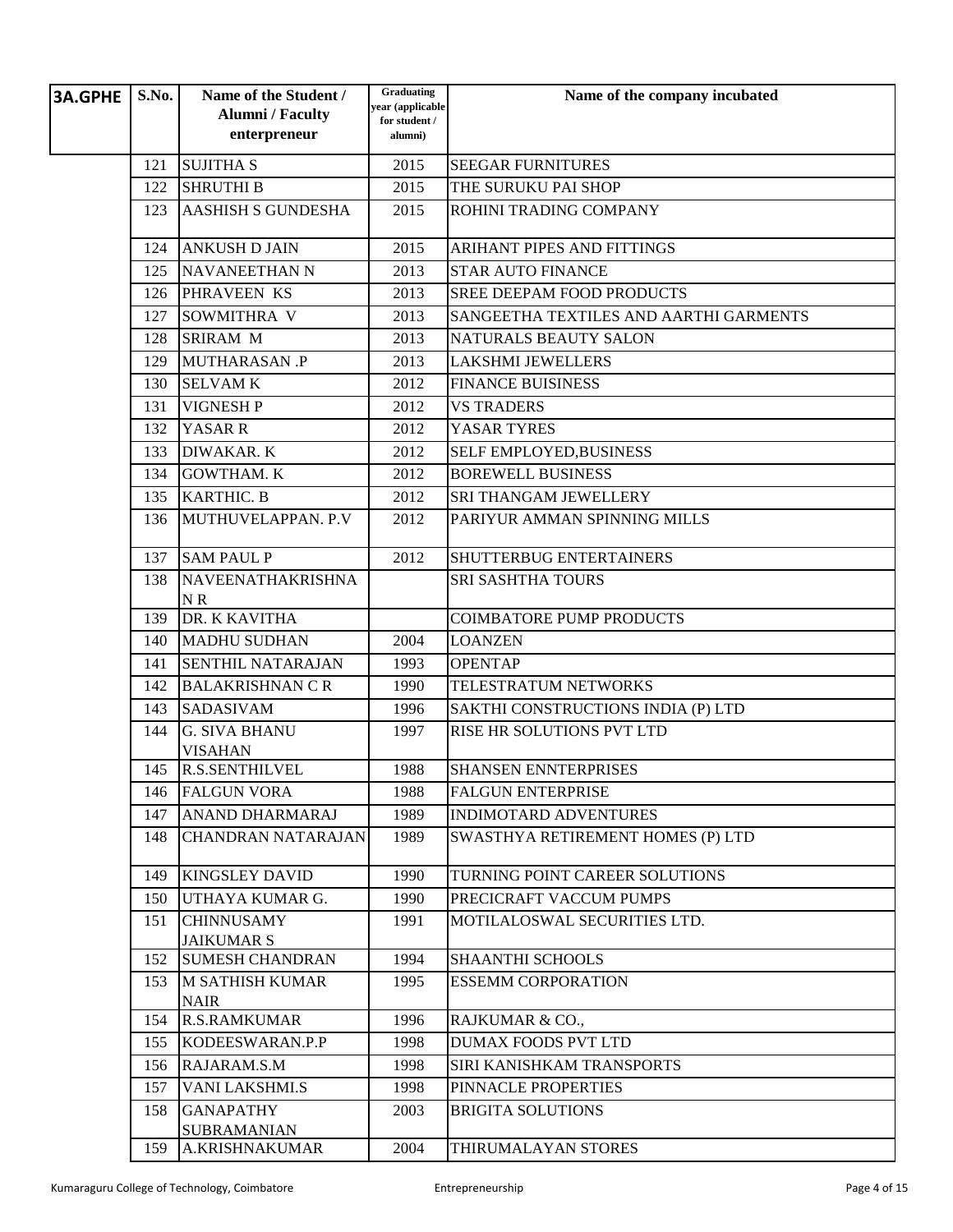| 3A.GPHE | S.No. | Name of the Student / Alumni / Faculty enterpreneur | Graduating year (applicable for student / alumni) | Name of the company incubated |
|---|---|---|---|---|
| | 121 | SUJITHA S | 2015 | SEEGAR FURNITURES |
| | 122 | SHRUTHI B | 2015 | THE SURUKU PAI SHOP |
| | 123 | AASHISH S GUNDESHA | 2015 | ROHINI TRADING COMPANY |
| | 124 | ANKUSH D JAIN | 2015 | ARIHANT PIPES AND FITTINGS |
| | 125 | NAVANEETHAN N | 2013 | STAR AUTO FINANCE |
| | 126 | PHRAVEEN KS | 2013 | SREE DEEPAM FOOD PRODUCTS |
| | 127 | SOWMITHRA V | 2013 | SANGEETHA TEXTILES AND AARTHI GARMENTS |
| | 128 | SRIRAM M | 2013 | NATURALS BEAUTY SALON |
| | 129 | MUTHARASAN .P | 2013 | LAKSHMI JEWELLERS |
| | 130 | SELVAM K | 2012 | FINANCE BUISINESS |
| | 131 | VIGNESH P | 2012 | VS TRADERS |
| | 132 | YASAR R | 2012 | YASAR TYRES |
| | 133 | DIWAKAR. K | 2012 | SELF EMPLOYED,BUSINESS |
| | 134 | GOWTHAM. K | 2012 | BOREWELL BUSINESS |
| | 135 | KARTHIC. B | 2012 | SRI THANGAM JEWELLERY |
| | 136 | MUTHUVELAPPAN. P.V | 2012 | PARIYUR AMMAN SPINNING MILLS |
| | 137 | SAM PAUL P | 2012 | SHUTTERBUG ENTERTAINERS |
| | 138 | NAVEENATHAKRISHNA N R | | SRI SASHTHA TOURS |
| | 139 | DR. K KAVITHA | | COIMBATORE PUMP PRODUCTS |
| | 140 | MADHU SUDHAN | 2004 | LOANZEN |
| | 141 | SENTHIL NATARAJAN | 1993 | OPENTAP |
| | 142 | BALAKRISHNAN C R | 1990 | TELESTRATUM NETWORKS |
| | 143 | SADASIVAM | 1996 | SAKTHI CONSTRUCTIONS INDIA (P) LTD |
| | 144 | G. SIVA BHANU VISAHAN | 1997 | RISE HR SOLUTIONS PVT LTD |
| | 145 | R.S.SENTHILVEL | 1988 | SHANSEN ENNTERPRISES |
| | 146 | FALGUN VORA | 1988 | FALGUN ENTERPRISE |
| | 147 | ANAND DHARMARAJ | 1989 | INDIMOTARD ADVENTURES |
| | 148 | CHANDRAN NATARAJAN | 1989 | SWASTHYA RETIREMENT HOMES (P) LTD |
| | 149 | KINGSLEY DAVID | 1990 | TURNING POINT CAREER SOLUTIONS |
| | 150 | UTHAYA KUMAR G. | 1990 | PRECICRAFT VACCUM PUMPS |
| | 151 | CHINNUSAMY JAIKUMAR S | 1991 | MOTILALOSWAL SECURITIES LTD. |
| | 152 | SUMESH CHANDRAN | 1994 | SHAANTHI SCHOOLS |
| | 153 | M SATHISH KUMAR NAIR | 1995 | ESSEMM CORPORATION |
| | 154 | R.S.RAMKUMAR | 1996 | RAJKUMAR & CO., |
| | 155 | KODEESWARAN.P.P | 1998 | DUMAX FOODS PVT LTD |
| | 156 | RAJARAM.S.M | 1998 | SIRI KANISHKAM TRANSPORTS |
| | 157 | VANI LAKSHMI.S | 1998 | PINNACLE PROPERTIES |
| | 158 | GANAPATHY SUBRAMANIAN | 2003 | BRIGITA SOLUTIONS |
| | 159 | A.KRISHNAKUMAR | 2004 | THIRUMALAYAN STORES |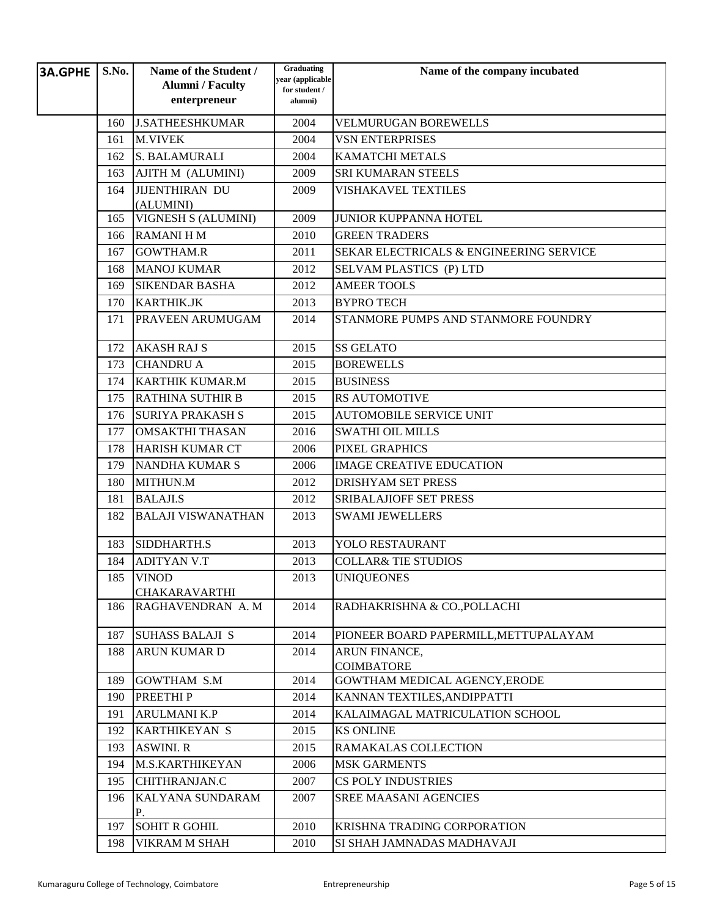| 3A.GPHE | S.No. | Name of the Student / Alumni / Faculty enterpreneur | Graduating year (applicable for student / alumni) | Name of the company incubated |
|---|---|---|---|---|
| | 160 | J.SATHEESHKUMAR | 2004 | VELMURUGAN BOREWELLS |
| | 161 | M.VIVEK | 2004 | VSN ENTERPRISES |
| | 162 | S. BALAMURALI | 2004 | KAMATCHI METALS |
| | 163 | AJITH M (ALUMINI) | 2009 | SRI KUMARAN STEELS |
| | 164 | JIJENTHIRAN DU (ALUMINI) | 2009 | VISHAKAVEL TEXTILES |
| | 165 | VIGNESH S (ALUMINI) | 2009 | JUNIOR KUPPANNA HOTEL |
| | 166 | RAMANI H M | 2010 | GREEN TRADERS |
| | 167 | GOWTHAM.R | 2011 | SEKAR ELECTRICALS & ENGINEERING SERVICE |
| | 168 | MANOJ KUMAR | 2012 | SELVAM PLASTICS (P) LTD |
| | 169 | SIKENDAR BASHA | 2012 | AMEER TOOLS |
| | 170 | KARTHIK.JK | 2013 | BYPRO TECH |
| | 171 | PRAVEEN ARUMUGAM | 2014 | STANMORE PUMPS AND STANMORE FOUNDRY |
| | 172 | AKASH RAJ S | 2015 | SS GELATO |
| | 173 | CHANDRU A | 2015 | BOREWELLS |
| | 174 | KARTHIK KUMAR.M | 2015 | BUSINESS |
| | 175 | RATHINA SUTHIR B | 2015 | RS AUTOMOTIVE |
| | 176 | SURIYA PRAKASH S | 2015 | AUTOMOBILE SERVICE UNIT |
| | 177 | OMSAKTHI THASAN | 2016 | SWATHI OIL MILLS |
| | 178 | HARISH KUMAR CT | 2006 | PIXEL GRAPHICS |
| | 179 | NANDHA KUMAR S | 2006 | IMAGE CREATIVE EDUCATION |
| | 180 | MITHUN.M | 2012 | DRISHYAM SET PRESS |
| | 181 | BALAJI.S | 2012 | SRIBALAJIOFF SET PRESS |
| | 182 | BALAJI VISWANATHAN | 2013 | SWAMI JEWELLERS |
| | 183 | SIDDHARTH.S | 2013 | YOLO RESTAURANT |
| | 184 | ADITYAN V.T | 2013 | COLLAR& TIE STUDIOS |
| | 185 | VINOD CHAKARAVARTHI | 2013 | UNIQUEONES |
| | 186 | RAGHAVENDRAN A. M | 2014 | RADHAKRISHNA & CO.,POLLACHI |
| | 187 | SUHASS BALAJI S | 2014 | PIONEER BOARD PAPERMILL,METTUPALAYAM |
| | 188 | ARUN KUMAR D | 2014 | ARUN FINANCE, COIMBATORE |
| | 189 | GOWTHAM S.M | 2014 | GOWTHAM MEDICAL AGENCY,ERODE |
| | 190 | PREETHI P | 2014 | KANNAN TEXTILES,ANDIPPATTI |
| | 191 | ARULMANI K.P | 2014 | KALAIMAGAL MATRICULATION SCHOOL |
| | 192 | KARTHIKEYAN S | 2015 | KS ONLINE |
| | 193 | ASWINI. R | 2015 | RAMAKALAS COLLECTION |
| | 194 | M.S.KARTHIKEYAN | 2006 | MSK GARMENTS |
| | 195 | CHITHRANJAN.C | 2007 | CS POLY INDUSTRIES |
| | 196 | KALYANA SUNDARAM P. | 2007 | SREE MAASANI AGENCIES |
| | 197 | SOHIT R GOHIL | 2010 | KRISHNA TRADING CORPORATION |
| | 198 | VIKRAM M SHAH | 2010 | SI SHAH JAMNADAS MADHAVAJI |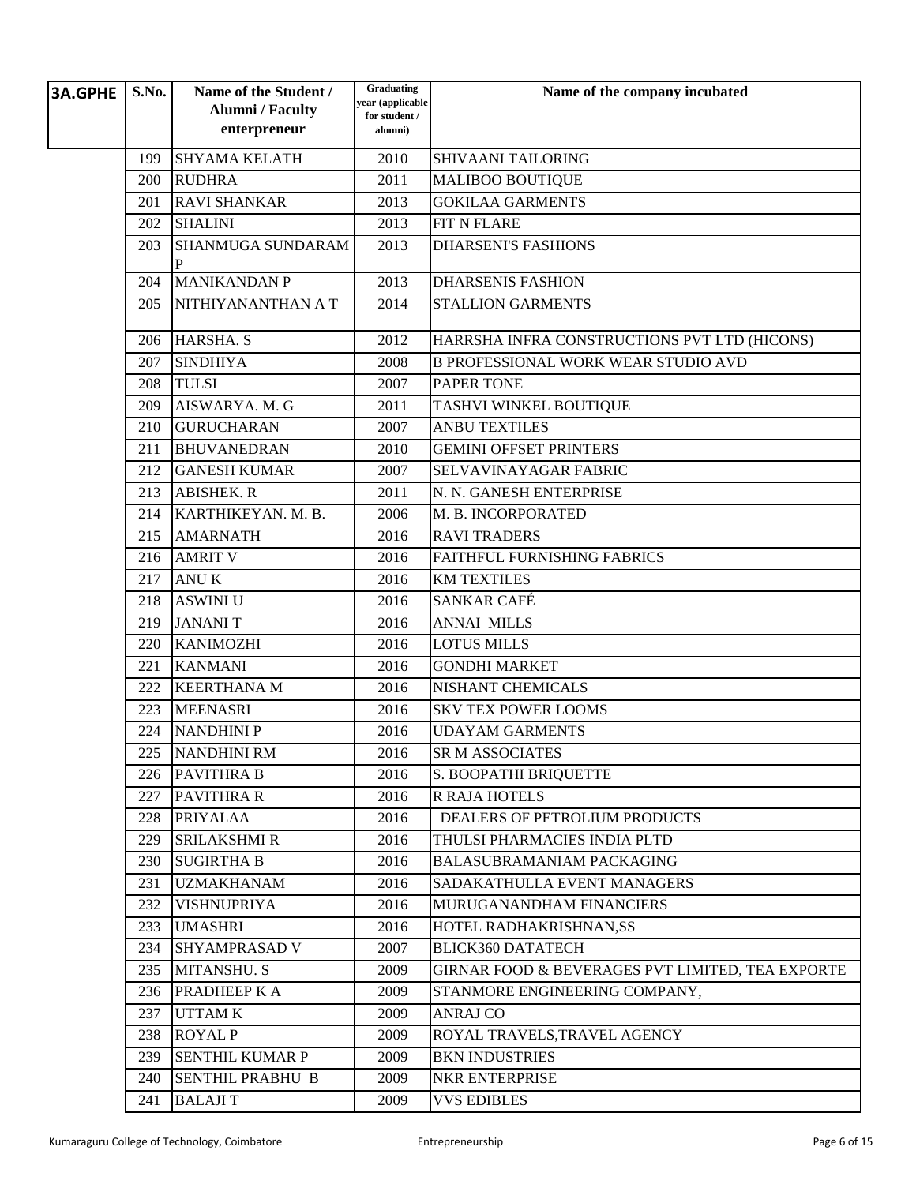| 3A.GPHE | S.No. | Name of the Student / Alumni / Faculty enterpreneur | Graduating year (applicable for student / alumni) | Name of the company incubated |
|---|---|---|---|---|
| | 199 | SHYAMA KELATH | 2010 | SHIVAANI TAILORING |
| | 200 | RUDHRA | 2011 | MALIBOO BOUTIQUE |
| | 201 | RAVI SHANKAR | 2013 | GOKILAA GARMENTS |
| | 202 | SHALINI | 2013 | FIT N FLARE |
| | 203 | SHANMUGA SUNDARAM P | 2013 | DHARSENI'S FASHIONS |
| | 204 | MANIKANDAN P | 2013 | DHARSENIS FASHION |
| | 205 | NITHIYANANTHAN A T | 2014 | STALLION GARMENTS |
| | 206 | HARSHA. S | 2012 | HARRSHA INFRA CONSTRUCTIONS PVT LTD (HICONS) |
| | 207 | SINDHIYA | 2008 | B PROFESSIONAL WORK WEAR STUDIO AVD |
| | 208 | TULSI | 2007 | PAPER TONE |
| | 209 | AISWARYA. M. G | 2011 | TASHVI WINKEL BOUTIQUE |
| | 210 | GURUCHARAN | 2007 | ANBU TEXTILES |
| | 211 | BHUVANEDRAN | 2010 | GEMINI OFFSET PRINTERS |
| | 212 | GANESH KUMAR | 2007 | SELVAVINAYAGAR FABRIC |
| | 213 | ABISHEK. R | 2011 | N. N. GANESH ENTERPRISE |
| | 214 | KARTHIKEYAN. M. B. | 2006 | M. B. INCORPORATED |
| | 215 | AMARNATH | 2016 | RAVI TRADERS |
| | 216 | AMRIT V | 2016 | FAITHFUL FURNISHING FABRICS |
| | 217 | ANU K | 2016 | KM TEXTILES |
| | 218 | ASWINI U | 2016 | SANKAR CAFÉ |
| | 219 | JANANI T | 2016 | ANNAI MILLS |
| | 220 | KANIMOZHI | 2016 | LOTUS MILLS |
| | 221 | KANMANI | 2016 | GONDHI MARKET |
| | 222 | KEERTHANA M | 2016 | NISHANT CHEMICALS |
| | 223 | MEENASRI | 2016 | SKV TEX POWER LOOMS |
| | 224 | NANDHINI P | 2016 | UDAYAM GARMENTS |
| | 225 | NANDHINI RM | 2016 | SR M ASSOCIATES |
| | 226 | PAVITHRA B | 2016 | S. BOOPATHI BRIQUETTE |
| | 227 | PAVITHRA R | 2016 | R RAJA HOTELS |
| | 228 | PRIYALAA | 2016 | DEALERS OF PETROLIUM PRODUCTS |
| | 229 | SRILAKSHMI R | 2016 | THULSI PHARMACIES INDIA PLTD |
| | 230 | SUGIRTHA B | 2016 | BALASUBRAMANIAM PACKAGING |
| | 231 | UZMAKHANAM | 2016 | SADAKATHULLA EVENT MANAGERS |
| | 232 | VISHNUPRIYA | 2016 | MURUGANANDHAM FINANCIERS |
| | 233 | UMASHRI | 2016 | HOTEL RADHAKRISHNAN,SS |
| | 234 | SHYAMPRASAD V | 2007 | BLICK360 DATATECH |
| | 235 | MITANSHU. S | 2009 | GIRNAR FOOD & BEVERAGES PVT LIMITED, TEA EXPORTE |
| | 236 | PRADHEEP K A | 2009 | STANMORE ENGINEERING COMPANY, |
| | 237 | UTTAM K | 2009 | ANRAJ CO |
| | 238 | ROYAL P | 2009 | ROYAL TRAVELS,TRAVEL AGENCY |
| | 239 | SENTHIL KUMAR P | 2009 | BKN INDUSTRIES |
| | 240 | SENTHIL PRABHU B | 2009 | NKR ENTERPRISE |
| | 241 | BALAJI T | 2009 | VVS EDIBLES |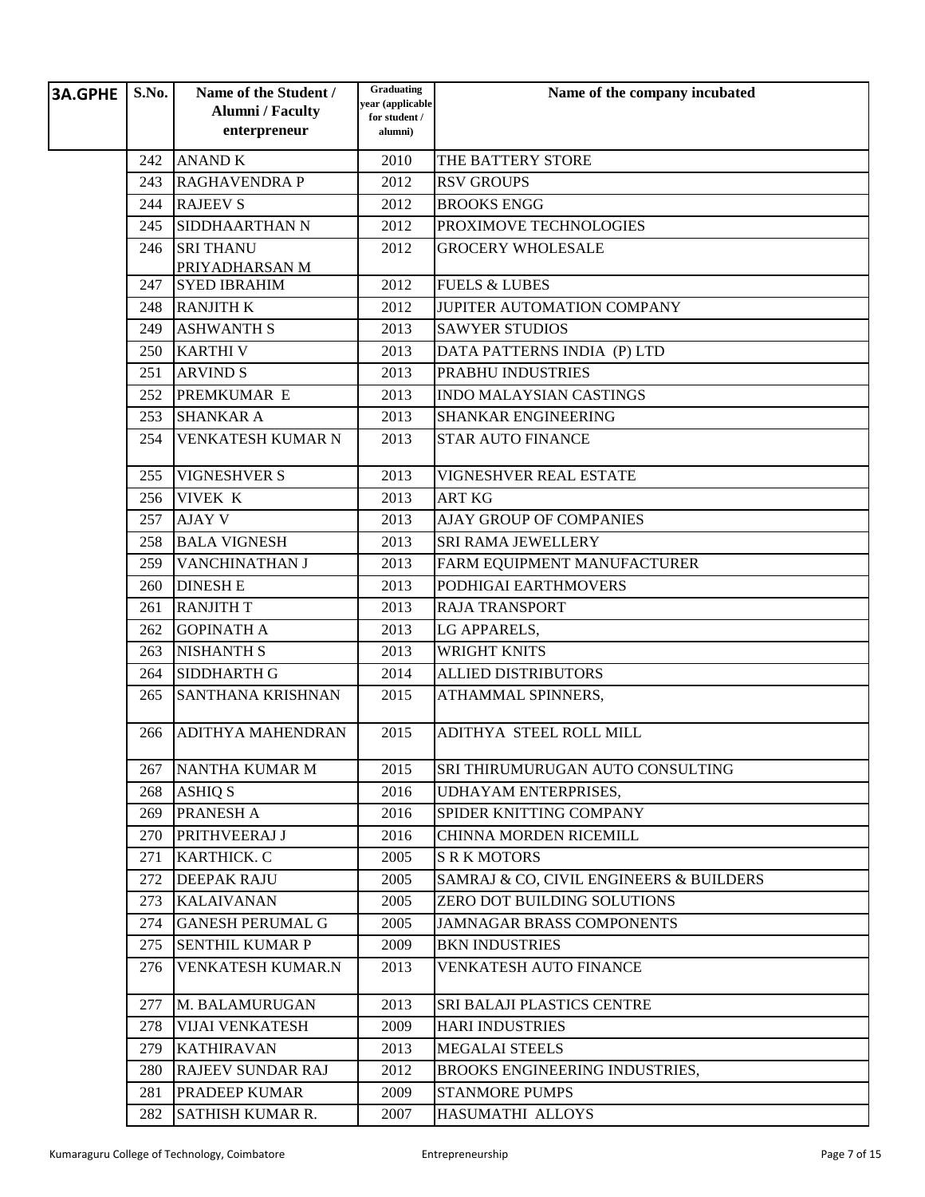| 3A.GPHE | S.No. | Name of the Student / Alumni / Faculty enterpreneur | Graduating year (applicable for student / alumni) | Name of the company incubated |
|---|---|---|---|---|
| | 242 | ANAND K | 2010 | THE BATTERY STORE |
| | 243 | RAGHAVENDRA P | 2012 | RSV GROUPS |
| | 244 | RAJEEV S | 2012 | BROOKS ENGG |
| | 245 | SIDDHAARTHAN N | 2012 | PROXIMOVE TECHNOLOGIES |
| | 246 | SRI THANU PRIYADHARSAN M | 2012 | GROCERY WHOLESALE |
| | 247 | SYED IBRAHIM | 2012 | FUELS & LUBES |
| | 248 | RANJITH K | 2012 | JUPITER AUTOMATION COMPANY |
| | 249 | ASHWANTH S | 2013 | SAWYER STUDIOS |
| | 250 | KARTHI V | 2013 | DATA PATTERNS INDIA (P) LTD |
| | 251 | ARVIND S | 2013 | PRABHU INDUSTRIES |
| | 252 | PREMKUMAR E | 2013 | INDO MALAYSIAN CASTINGS |
| | 253 | SHANKAR A | 2013 | SHANKAR ENGINEERING |
| | 254 | VENKATESH KUMAR N | 2013 | STAR AUTO FINANCE |
| | 255 | VIGNESHVER S | 2013 | VIGNESHVER REAL ESTATE |
| | 256 | VIVEK K | 2013 | ART KG |
| | 257 | AJAY V | 2013 | AJAY GROUP OF COMPANIES |
| | 258 | BALA VIGNESH | 2013 | SRI RAMA JEWELLERY |
| | 259 | VANCHINATHAN J | 2013 | FARM EQUIPMENT MANUFACTURER |
| | 260 | DINESH E | 2013 | PODHIGAI EARTHMOVERS |
| | 261 | RANJITH T | 2013 | RAJA TRANSPORT |
| | 262 | GOPINATH A | 2013 | LG APPARELS, |
| | 263 | NISHANTH S | 2013 | WRIGHT KNITS |
| | 264 | SIDDHARTH G | 2014 | ALLIED DISTRIBUTORS |
| | 265 | SANTHANA KRISHNAN | 2015 | ATHAMMAL SPINNERS, |
| | 266 | ADITHYA MAHENDRAN | 2015 | ADITHYA STEEL ROLL MILL |
| | 267 | NANTHA KUMAR M | 2015 | SRI THIRUMURUGAN AUTO CONSULTING |
| | 268 | ASHIQ S | 2016 | UDHAYAM ENTERPRISES, |
| | 269 | PRANESH A | 2016 | SPIDER KNITTING COMPANY |
| | 270 | PRITHVEERAJ J | 2016 | CHINNA MORDEN RICEMILL |
| | 271 | KARTHICK. C | 2005 | S R K MOTORS |
| | 272 | DEEPAK RAJU | 2005 | SAMRAJ & CO, CIVIL ENGINEERS & BUILDERS |
| | 273 | KALAIVANAN | 2005 | ZERO DOT BUILDING SOLUTIONS |
| | 274 | GANESH PERUMAL G | 2005 | JAMNAGAR BRASS COMPONENTS |
| | 275 | SENTHIL KUMAR P | 2009 | BKN INDUSTRIES |
| | 276 | VENKATESH KUMAR.N | 2013 | VENKATESH AUTO FINANCE |
| | 277 | M. BALAMURUGAN | 2013 | SRI BALAJI PLASTICS CENTRE |
| | 278 | VIJAI VENKATESH | 2009 | HARI INDUSTRIES |
| | 279 | KATHIRAVAN | 2013 | MEGALAI STEELS |
| | 280 | RAJEEV SUNDAR RAJ | 2012 | BROOKS ENGINEERING INDUSTRIES, |
| | 281 | PRADEEP KUMAR | 2009 | STANMORE PUMPS |
| | 282 | SATHISH KUMAR R. | 2007 | HASUMATHI ALLOYS |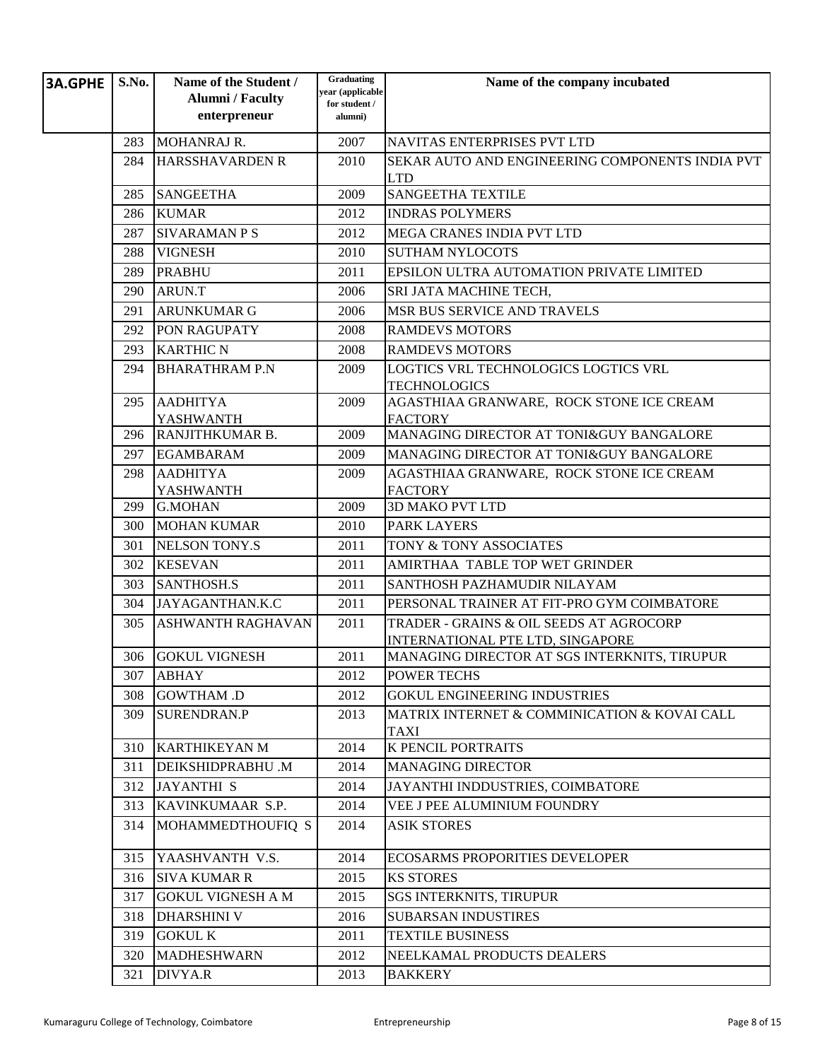| 3A.GPHE | S.No. | Name of the Student / Alumni / Faculty enterpreneur | Graduating year (applicable for student / alumni) | Name of the company incubated |
|---|---|---|---|---|
| | 283 | MOHANRAJ R. | 2007 | NAVITAS ENTERPRISES PVT LTD |
| | 284 | HARSSHAVARDEN R | 2010 | SEKAR AUTO AND ENGINEERING COMPONENTS INDIA PVT LTD |
| | 285 | SANGEETHA | 2009 | SANGEETHA TEXTILE |
| | 286 | KUMAR | 2012 | INDRAS POLYMERS |
| | 287 | SIVARAMAN P S | 2012 | MEGA CRANES INDIA PVT LTD |
| | 288 | VIGNESH | 2010 | SUTHAM NYLOCOTS |
| | 289 | PRABHU | 2011 | EPSILON ULTRA AUTOMATION PRIVATE LIMITED |
| | 290 | ARUN.T | 2006 | SRI JATA MACHINE TECH, |
| | 291 | ARUNKUMAR G | 2006 | MSR BUS SERVICE AND TRAVELS |
| | 292 | PON RAGUPATY | 2008 | RAMDEVS MOTORS |
| | 293 | KARTHIC N | 2008 | RAMDEVS MOTORS |
| | 294 | BHARATHRAM P.N | 2009 | LOGTICS VRL TECHNOLOGICS LOGTICS VRL TECHNOLOGICS |
| | 295 | AADHITYA YASHWANTH | 2009 | AGASTHIAA GRANWARE, ROCK STONE ICE CREAM FACTORY |
| | 296 | RANJITHKUMAR B. | 2009 | MANAGING DIRECTOR AT TONI&GUY BANGALORE |
| | 297 | EGAMBARAM | 2009 | MANAGING DIRECTOR AT TONI&GUY BANGALORE |
| | 298 | AADHITYA YASHWANTH | 2009 | AGASTHIAA GRANWARE, ROCK STONE ICE CREAM FACTORY |
| | 299 | G.MOHAN | 2009 | 3D MAKO PVT LTD |
| | 300 | MOHAN KUMAR | 2010 | PARK LAYERS |
| | 301 | NELSON TONY.S | 2011 | TONY & TONY ASSOCIATES |
| | 302 | KESEVAN | 2011 | AMIRTHAA TABLE TOP WET GRINDER |
| | 303 | SANTHOSH.S | 2011 | SANTHOSH PAZHAMUDIR NILAYAM |
| | 304 | JAYAGANTHAN.K.C | 2011 | PERSONAL TRAINER AT FIT-PRO GYM COIMBATORE |
| | 305 | ASHWANTH RAGHAVAN | 2011 | TRADER - GRAINS & OIL SEEDS AT AGROCORP INTERNATIONAL PTE LTD, SINGAPORE |
| | 306 | GOKUL VIGNESH | 2011 | MANAGING DIRECTOR AT SGS INTERKNITS, TIRUPUR |
| | 307 | ABHAY | 2012 | POWER TECHS |
| | 308 | GOWTHAM .D | 2012 | GOKUL ENGINEERING INDUSTRIES |
| | 309 | SURENDRAN.P | 2013 | MATRIX INTERNET & COMMINICATION & KOVAI CALL TAXI |
| | 310 | KARTHIKEYAN M | 2014 | K PENCIL PORTRAITS |
| | 311 | DEIKSHIDPRABHU .M | 2014 | MANAGING DIRECTOR |
| | 312 | JAYANTHI S | 2014 | JAYANTHI INDDUSTRIES, COIMBATORE |
| | 313 | KAVINKUMAAR S.P. | 2014 | VEE J PEE ALUMINIUM FOUNDRY |
| | 314 | MOHAMMEDTHOUFIQ S | 2014 | ASIK STORES |
| | 315 | YAASHVANTH V.S. | 2014 | ECOSARMS PROPORITIES DEVELOPER |
| | 316 | SIVA KUMAR R | 2015 | KS STORES |
| | 317 | GOKUL VIGNESH A M | 2015 | SGS INTERKNITS, TIRUPUR |
| | 318 | DHARSHINI V | 2016 | SUBARSAN INDUSTIRES |
| | 319 | GOKUL K | 2011 | TEXTILE BUSINESS |
| | 320 | MADHESHWARN | 2012 | NEELKAMAL PRODUCTS DEALERS |
| | 321 | DIVYA.R | 2013 | BAKKERY |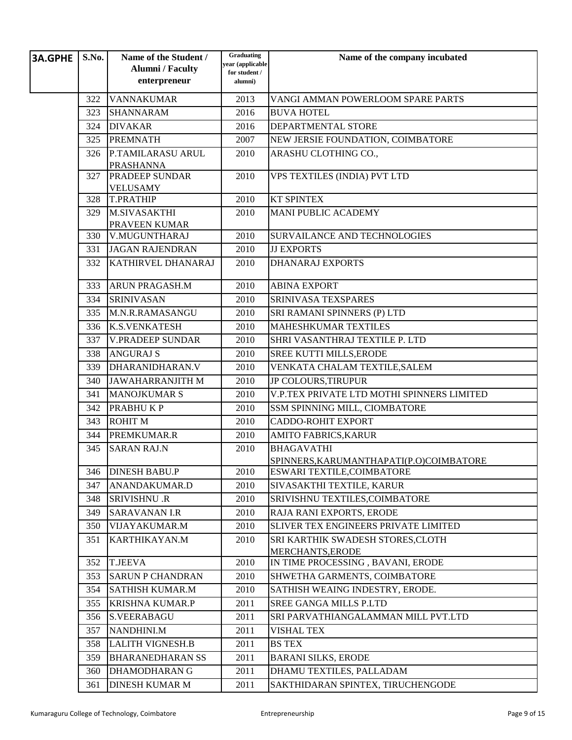| 3A.GPHE | S.No. | Name of the Student / Alumni / Faculty enterpreneur | Graduating year (applicable for student / alumni) | Name of the company incubated |
|---|---|---|---|---|
| | 322 | VANNAKUMAR | 2013 | VANGI AMMAN POWERLOOM SPARE PARTS |
| | 323 | SHANNARAM | 2016 | BUVA HOTEL |
| | 324 | DIVAKAR | 2016 | DEPARTMENTAL STORE |
| | 325 | PREMNATH | 2007 | NEW JERSIE FOUNDATION, COIMBATORE |
| | 326 | P.TAMILARASU ARUL PRASHANNA | 2010 | ARASHU CLOTHING CO., |
| | 327 | PRADEEP SUNDAR VELUSAMY | 2010 | VPS TEXTILES (INDIA) PVT LTD |
| | 328 | T.PRATHIP | 2010 | KT SPINTEX |
| | 329 | M.SIVASAKTHI PRAVEEN KUMAR | 2010 | MANI PUBLIC ACADEMY |
| | 330 | V.MUGUNTHARAJ | 2010 | SURVAILANCE AND TECHNOLOGIES |
| | 331 | JAGAN RAJENDRAN | 2010 | JJ EXPORTS |
| | 332 | KATHIRVEL DHANARAJ | 2010 | DHANARAJ EXPORTS |
| | 333 | ARUN PRAGASH.M | 2010 | ABINA EXPORT |
| | 334 | SRINIVASAN | 2010 | SRINIVASA TEXSPARES |
| | 335 | M.N.R.RAMASANGU | 2010 | SRI RAMANI SPINNERS (P) LTD |
| | 336 | K.S.VENKATESH | 2010 | MAHESHKUMAR TEXTILES |
| | 337 | V.PRADEEP SUNDAR | 2010 | SHRI VASANTHRAJ TEXTILE P. LTD |
| | 338 | ANGURAJ S | 2010 | SREE KUTTI MILLS,ERODE |
| | 339 | DHARANIDHARAN.V | 2010 | VENKATA CHALAM TEXTILE,SALEM |
| | 340 | JAWAHARRANJITH M | 2010 | JP COLOURS,TIRUPUR |
| | 341 | MANOJKUMAR S | 2010 | V.P.TEX PRIVATE LTD MOTHI SPINNERS LIMITED |
| | 342 | PRABHU K P | 2010 | SSM SPINNING MILL, CIOMBATORE |
| | 343 | ROHIT M | 2010 | CADDO-ROHIT EXPORT |
| | 344 | PREMKUMAR.R | 2010 | AMITO FABRICS,KARUR |
| | 345 | SARAN RAJ.N | 2010 | BHAGAVATHI SPINNERS,KARUMANTHAPATI(P.O)COIMBATORE |
| | 346 | DINESH BABU.P | 2010 | ESWARI TEXTILE,COIMBATORE |
| | 347 | ANANDAKUMAR.D | 2010 | SIVASAKTHI TEXTILE, KARUR |
| | 348 | SRIVISHNU .R | 2010 | SRIVISHNU TEXTILES,COIMBATORE |
| | 349 | SARAVANAN I.R | 2010 | RAJA RANI EXPORTS, ERODE |
| | 350 | VIJAYAKUMAR.M | 2010 | SLIVER TEX ENGINEERS PRIVATE LIMITED |
| | 351 | KARTHIKAYAN.M | 2010 | SRI KARTHIK SWADESH STORES,CLOTH MERCHANTS,ERODE |
| | 352 | T.JEEVA | 2010 | IN TIME PROCESSING , BAVANI, ERODE |
| | 353 | SARUN P CHANDRAN | 2010 | SHWETHA GARMENTS, COIMBATORE |
| | 354 | SATHISH KUMAR.M | 2010 | SATHISH WEAING INDESTRY, ERODE. |
| | 355 | KRISHNA KUMAR.P | 2011 | SREE GANGA MILLS P.LTD |
| | 356 | S.VEERABAGU | 2011 | SRI PARVATHIANGALAMMAN MILL PVT.LTD |
| | 357 | NANDHINI.M | 2011 | VISHAL TEX |
| | 358 | LALITH VIGNESH.B | 2011 | BS TEX |
| | 359 | BHARANEDHARAN SS | 2011 | BARANI SILKS, ERODE |
| | 360 | DHAMODHARAN G | 2011 | DHAMU TEXTILES, PALLADAM |
| | 361 | DINESH KUMAR M | 2011 | SAKTHIDARAN SPINTEX, TIRUCHENGODE |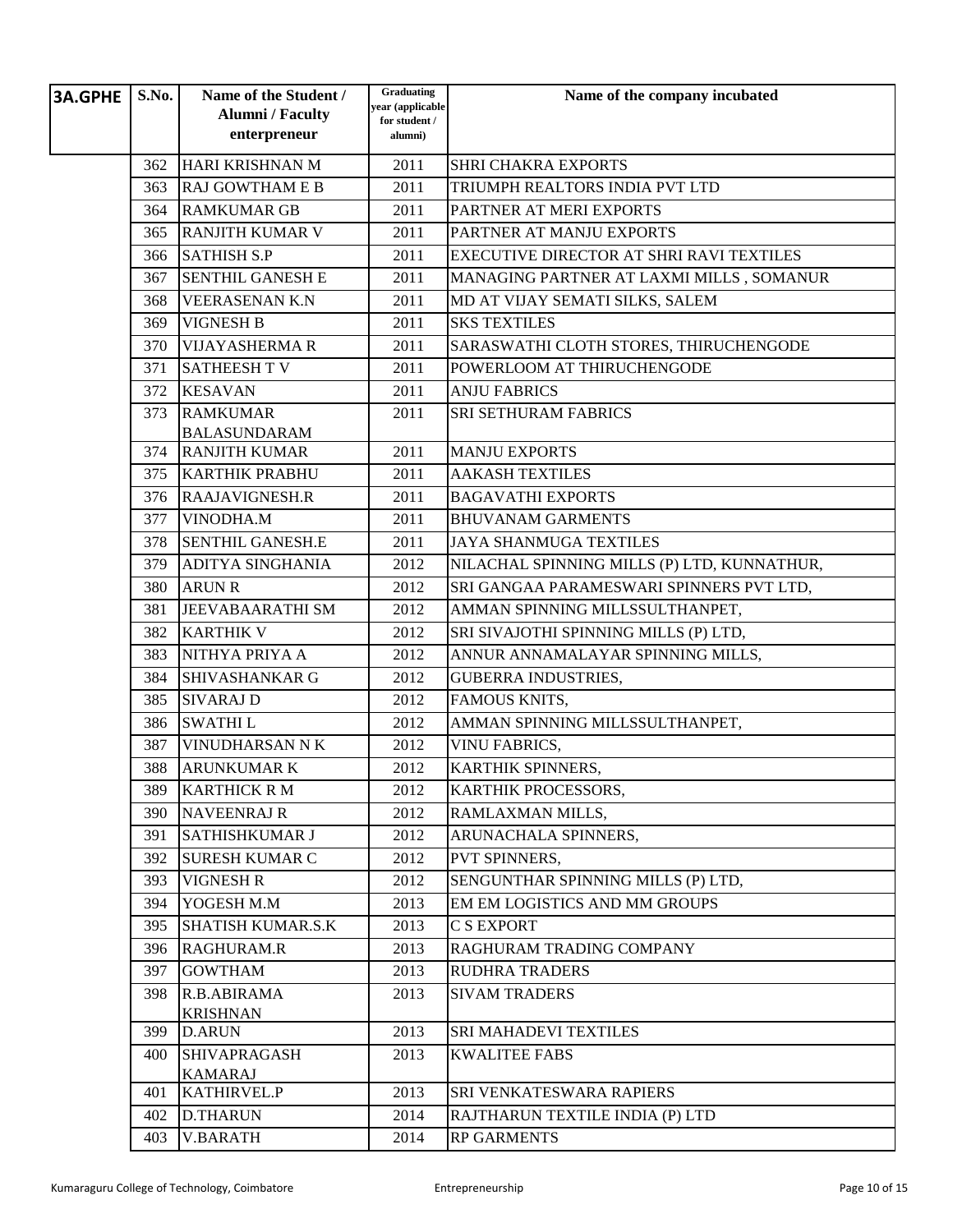| 3A.GPHE | S.No. | Name of the Student / Alumni / Faculty enterpreneur | Graduating year (applicable for student / alumni) | Name of the company incubated |
|---|---|---|---|---|
| | 362 | HARI KRISHNAN M | 2011 | SHRI CHAKRA EXPORTS |
| | 363 | RAJ GOWTHAM E B | 2011 | TRIUMPH REALTORS INDIA PVT LTD |
| | 364 | RAMKUMAR GB | 2011 | PARTNER AT MERI EXPORTS |
| | 365 | RANJITH KUMAR V | 2011 | PARTNER AT MANJU EXPORTS |
| | 366 | SATHISH S.P | 2011 | EXECUTIVE DIRECTOR AT SHRI RAVI TEXTILES |
| | 367 | SENTHIL GANESH E | 2011 | MANAGING PARTNER AT LAXMI MILLS , SOMANUR |
| | 368 | VEERASENAN K.N | 2011 | MD AT VIJAY SEMATI SILKS, SALEM |
| | 369 | VIGNESH B | 2011 | SKS TEXTILES |
| | 370 | VIJAYASHERMA R | 2011 | SARASWATHI CLOTH STORES, THIRUCHENGODE |
| | 371 | SATHEESH T V | 2011 | POWERLOOM AT THIRUCHENGODE |
| | 372 | KESAVAN | 2011 | ANJU FABRICS |
| | 373 | RAMKUMAR BALASUNDARAM | 2011 | SRI SETHURAM FABRICS |
| | 374 | RANJITH KUMAR | 2011 | MANJU EXPORTS |
| | 375 | KARTHIK PRABHU | 2011 | AAKASH TEXTILES |
| | 376 | RAAJAVIGNESH.R | 2011 | BAGAVATHI EXPORTS |
| | 377 | VINODHA.M | 2011 | BHUVANAM GARMENTS |
| | 378 | SENTHIL GANESH.E | 2011 | JAYA SHANMUGA TEXTILES |
| | 379 | ADITYA SINGHANIA | 2012 | NILACHAL SPINNING MILLS (P) LTD, KUNNATHUR, |
| | 380 | ARUN R | 2012 | SRI GANGAA PARAMESWARI SPINNERS PVT LTD, |
| | 381 | JEEVABAARATHI SM | 2012 | AMMAN SPINNING MILLSSULTHANPET, |
| | 382 | KARTHIK V | 2012 | SRI SIVAJOTHI SPINNING MILLS (P) LTD, |
| | 383 | NITHYA PRIYA A | 2012 | ANNUR ANNAMALAYAR SPINNING MILLS, |
| | 384 | SHIVASHANKAR G | 2012 | GUBERRA INDUSTRIES, |
| | 385 | SIVARAJ D | 2012 | FAMOUS KNITS, |
| | 386 | SWATHI L | 2012 | AMMAN SPINNING MILLSSULTHANPET, |
| | 387 | VINUDHARSAN N K | 2012 | VINU FABRICS, |
| | 388 | ARUNKUMAR K | 2012 | KARTHIK SPINNERS, |
| | 389 | KARTHICK R M | 2012 | KARTHIK PROCESSORS, |
| | 390 | NAVEENRAJ R | 2012 | RAMLAXMAN MILLS, |
| | 391 | SATHISHKUMAR J | 2012 | ARUNACHALA SPINNERS, |
| | 392 | SURESH KUMAR C | 2012 | PVT SPINNERS, |
| | 393 | VIGNESH R | 2012 | SENGUNTHAR SPINNING MILLS (P) LTD, |
| | 394 | YOGESH M.M | 2013 | EM EM LOGISTICS AND MM GROUPS |
| | 395 | SHATISH KUMAR.S.K | 2013 | C S EXPORT |
| | 396 | RAGHURAM.R | 2013 | RAGHURAM TRADING COMPANY |
| | 397 | GOWTHAM | 2013 | RUDHRA TRADERS |
| | 398 | R.B.ABIRAMA KRISHNAN | 2013 | SIVAM TRADERS |
| | 399 | D.ARUN | 2013 | SRI MAHADEVI TEXTILES |
| | 400 | SHIVAPRAGASH KAMARAJ | 2013 | KWALITEE FABS |
| | 401 | KATHIRVEL.P | 2013 | SRI VENKATESWARA RAPIERS |
| | 402 | D.THARUN | 2014 | RAJTHARUN TEXTILE INDIA (P) LTD |
| | 403 | V.BARATH | 2014 | RP GARMENTS |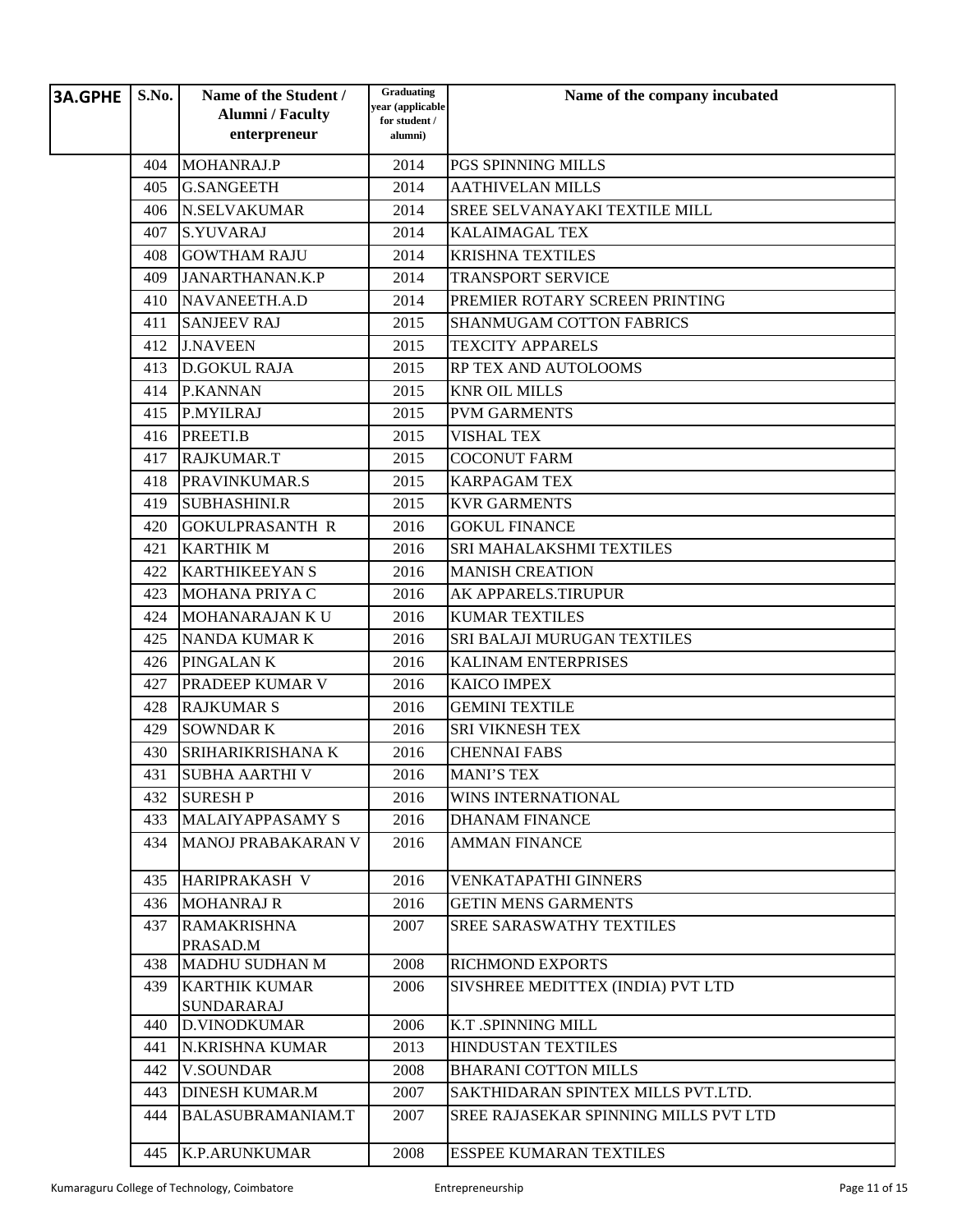| 3A.GPHE | S.No. | Name of the Student / Alumni / Faculty enterpreneur | Graduating year (applicable for student / alumni) | Name of the company incubated |
|---|---|---|---|---|
| | 404 | MOHANRAJ.P | 2014 | PGS SPINNING MILLS |
| | 405 | G.SANGEETH | 2014 | AATHIVELAN MILLS |
| | 406 | N.SELVAKUMAR | 2014 | SREE SELVANAYAKI TEXTILE MILL |
| | 407 | S.YUVARAJ | 2014 | KALAIMAGAL TEX |
| | 408 | GOWTHAM RAJU | 2014 | KRISHNA TEXTILES |
| | 409 | JANARTHANAN.K.P | 2014 | TRANSPORT SERVICE |
| | 410 | NAVANEETH.A.D | 2014 | PREMIER ROTARY SCREEN PRINTING |
| | 411 | SANJEEV RAJ | 2015 | SHANMUGAM COTTON FABRICS |
| | 412 | J.NAVEEN | 2015 | TEXCITY APPARELS |
| | 413 | D.GOKUL RAJA | 2015 | RP TEX AND AUTOLOOMS |
| | 414 | P.KANNAN | 2015 | KNR OIL MILLS |
| | 415 | P.MYILRAJ | 2015 | PVM GARMENTS |
| | 416 | PREETI.B | 2015 | VISHAL TEX |
| | 417 | RAJKUMAR.T | 2015 | COCONUT FARM |
| | 418 | PRAVINKUMAR.S | 2015 | KARPAGAM TEX |
| | 419 | SUBHASHINI.R | 2015 | KVR GARMENTS |
| | 420 | GOKULPRASANTH R | 2016 | GOKUL FINANCE |
| | 421 | KARTHIK M | 2016 | SRI MAHALAKSHMI TEXTILES |
| | 422 | KARTHIKEEYAN S | 2016 | MANISH CREATION |
| | 423 | MOHANA PRIYA C | 2016 | AK APPARELS.TIRUPUR |
| | 424 | MOHANARAJAN K U | 2016 | KUMAR TEXTILES |
| | 425 | NANDA KUMAR K | 2016 | SRI BALAJI MURUGAN TEXTILES |
| | 426 | PINGALAN K | 2016 | KALINAM ENTERPRISES |
| | 427 | PRADEEP KUMAR V | 2016 | KAICO IMPEX |
| | 428 | RAJKUMAR S | 2016 | GEMINI TEXTILE |
| | 429 | SOWNDAR K | 2016 | SRI VIKNESH TEX |
| | 430 | SRIHARIKRISHANA K | 2016 | CHENNAI FABS |
| | 431 | SUBHA AARTHI V | 2016 | MANI'S TEX |
| | 432 | SURESH P | 2016 | WINS INTERNATIONAL |
| | 433 | MALAIYAPPASAMY S | 2016 | DHANAM FINANCE |
| | 434 | MANOJ PRABAKARAN V | 2016 | AMMAN FINANCE |
| | 435 | HARIPRAKASH V | 2016 | VENKATAPATHI GINNERS |
| | 436 | MOHANRAJ R | 2016 | GETIN MENS GARMENTS |
| | 437 | RAMAKRISHNA PRASAD.M | 2007 | SREE SARASWATHY TEXTILES |
| | 438 | MADHU SUDHAN M | 2008 | RICHMOND EXPORTS |
| | 439 | KARTHIK KUMAR SUNDARARAJ | 2006 | SIVSHREE MEDITTEX (INDIA) PVT LTD |
| | 440 | D.VINODKUMAR | 2006 | K.T .SPINNING MILL |
| | 441 | N.KRISHNA KUMAR | 2013 | HINDUSTAN TEXTILES |
| | 442 | V.SOUNDAR | 2008 | BHARANI COTTON MILLS |
| | 443 | DINESH KUMAR.M | 2007 | SAKTHIDARAN SPINTEX MILLS PVT.LTD. |
| | 444 | BALASUBRAMANIAM.T | 2007 | SREE RAJASEKAR SPINNING MILLS PVT LTD |
| | 445 | K.P.ARUNKUMAR | 2008 | ESSPEE KUMARAN TEXTILES |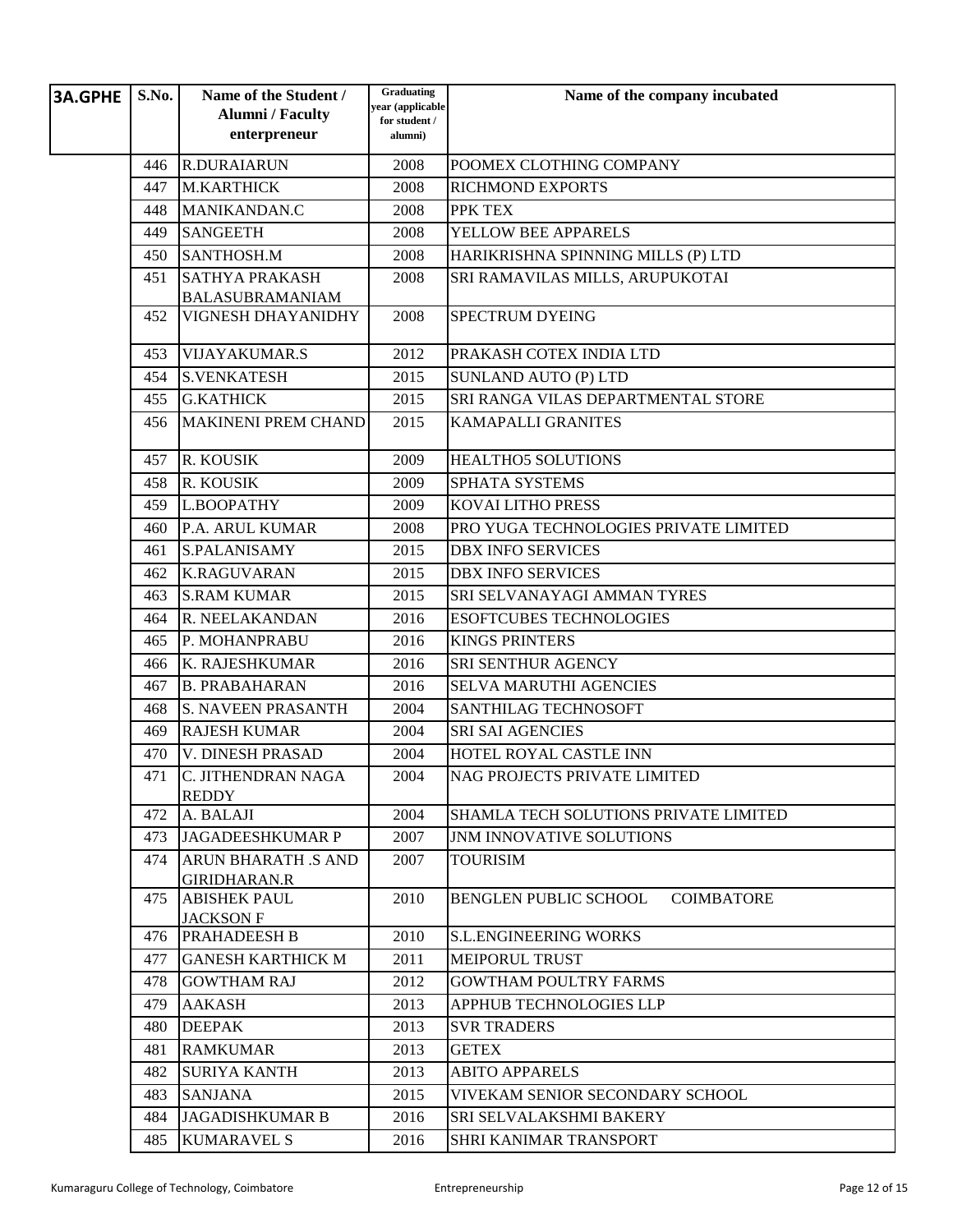| 3A.GPHE | S.No. | Name of the Student / Alumni / Faculty enterpreneur | Graduating year (applicable for student / alumni) | Name of the company incubated |
|---|---|---|---|---|
| | 446 | R.DURAIARUN | 2008 | POOMEX CLOTHING COMPANY |
| | 447 | M.KARTHICK | 2008 | RICHMOND EXPORTS |
| | 448 | MANIKANDAN.C | 2008 | PPK TEX |
| | 449 | SANGEETH | 2008 | YELLOW BEE APPARELS |
| | 450 | SANTHOSH.M | 2008 | HARIKRISHNA SPINNING MILLS (P) LTD |
| | 451 | SATHYA PRAKASH BALASUBRAMANIAM | 2008 | SRI RAMAVILAS MILLS, ARUPUKOTAI |
| | 452 | VIGNESH DHAYANIDHY | 2008 | SPECTRUM DYEING |
| | 453 | VIJAYAKUMAR.S | 2012 | PRAKASH COTEX INDIA LTD |
| | 454 | S.VENKATESH | 2015 | SUNLAND AUTO (P) LTD |
| | 455 | G.KATHICK | 2015 | SRI RANGA VILAS DEPARTMENTAL STORE |
| | 456 | MAKINENI PREM CHAND | 2015 | KAMAPALLI GRANITES |
| | 457 | R. KOUSIK | 2009 | HEALTHO5 SOLUTIONS |
| | 458 | R. KOUSIK | 2009 | SPHATA SYSTEMS |
| | 459 | L.BOOPATHY | 2009 | KOVAI LITHO PRESS |
| | 460 | P.A. ARUL KUMAR | 2008 | PRO YUGA TECHNOLOGIES PRIVATE LIMITED |
| | 461 | S.PALANISAMY | 2015 | DBX INFO SERVICES |
| | 462 | K.RAGUVARAN | 2015 | DBX INFO SERVICES |
| | 463 | S.RAM KUMAR | 2015 | SRI SELVANAYAGI AMMAN TYRES |
| | 464 | R. NEELAKANDAN | 2016 | ESOFTCUBES TECHNOLOGIES |
| | 465 | P. MOHANPRABU | 2016 | KINGS PRINTERS |
| | 466 | K. RAJESHKUMAR | 2016 | SRI SENTHUR AGENCY |
| | 467 | B. PRABAHARAN | 2016 | SELVA MARUTHI AGENCIES |
| | 468 | S. NAVEEN PRASANTH | 2004 | SANTHILAG TECHNOSOFT |
| | 469 | RAJESH KUMAR | 2004 | SRI SAI AGENCIES |
| | 470 | V. DINESH PRASAD | 2004 | HOTEL ROYAL CASTLE INN |
| | 471 | C. JITHENDRAN NAGA REDDY | 2004 | NAG PROJECTS PRIVATE LIMITED |
| | 472 | A. BALAJI | 2004 | SHAMLA TECH SOLUTIONS PRIVATE LIMITED |
| | 473 | JAGADEESHKUMAR P | 2007 | JNM INNOVATIVE SOLUTIONS |
| | 474 | ARUN BHARATH .S AND GIRIDHARAN.R | 2007 | TOURISIM |
| | 475 | ABISHEK PAUL JACKSON F | 2010 | BENGLEN PUBLIC SCHOOL COIMBATORE |
| | 476 | PRAHADEESH B | 2010 | S.L.ENGINEERING WORKS |
| | 477 | GANESH KARTHICK M | 2011 | MEIPORUL TRUST |
| | 478 | GOWTHAM RAJ | 2012 | GOWTHAM POULTRY FARMS |
| | 479 | AAKASH | 2013 | APPHUB TECHNOLOGIES LLP |
| | 480 | DEEPAK | 2013 | SVR TRADERS |
| | 481 | RAMKUMAR | 2013 | GETEX |
| | 482 | SURIYA KANTH | 2013 | ABITO APPARELS |
| | 483 | SANJANA | 2015 | VIVEKAM SENIOR SECONDARY SCHOOL |
| | 484 | JAGADISHKUMAR B | 2016 | SRI SELVALAKSHMI BAKERY |
| | 485 | KUMARAVEL S | 2016 | SHRI KANIMAR TRANSPORT |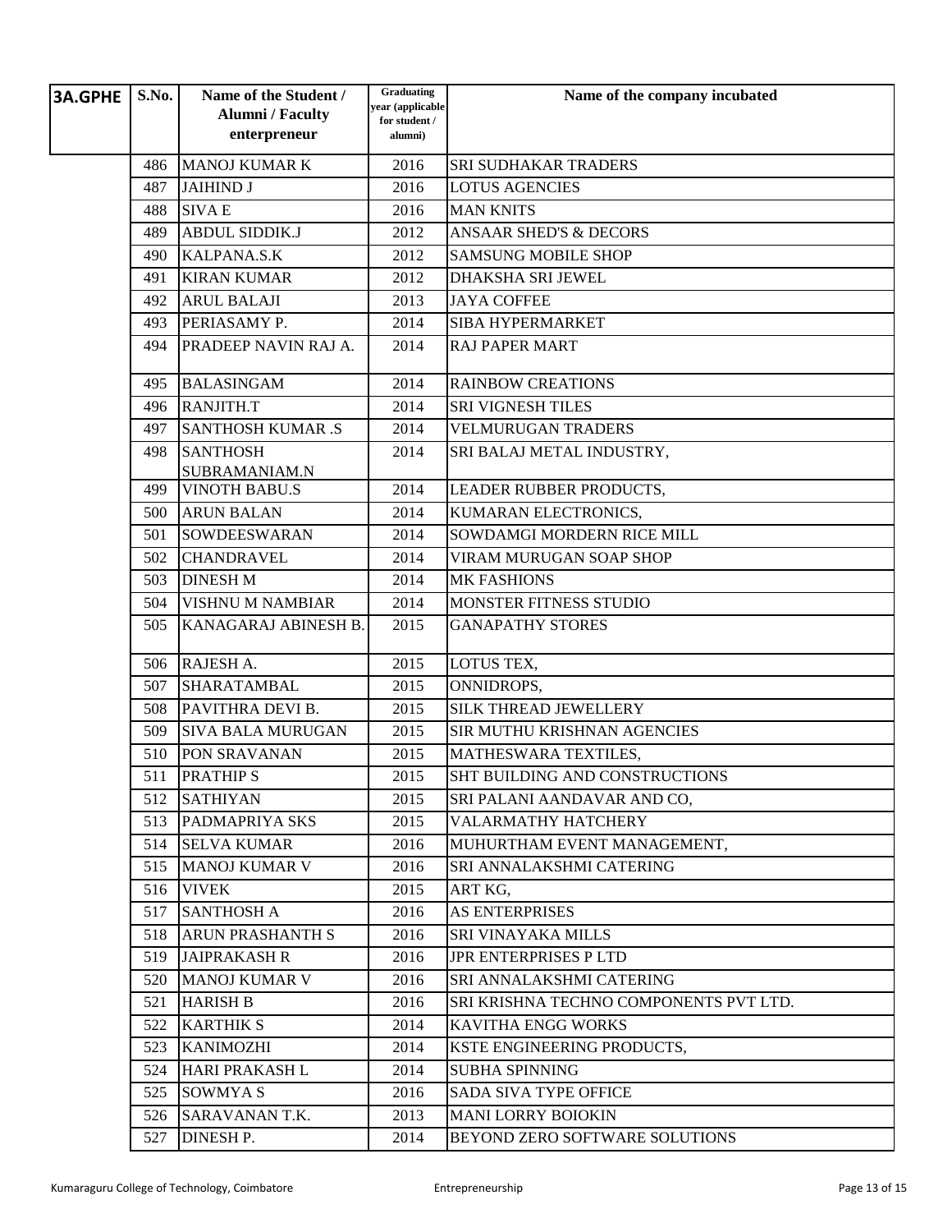| 3A.GPHE | S.No. | Name of the Student / Alumni / Faculty enterpreneur | Graduating year (applicable for student / alumni) | Name of the company incubated |
|---|---|---|---|---|
| | 486 | MANOJ KUMAR K | 2016 | SRI SUDHAKAR TRADERS |
| | 487 | JAIHIND J | 2016 | LOTUS AGENCIES |
| | 488 | SIVA E | 2016 | MAN KNITS |
| | 489 | ABDUL SIDDIK.J | 2012 | ANSAAR SHED'S & DECORS |
| | 490 | KALPANA.S.K | 2012 | SAMSUNG MOBILE SHOP |
| | 491 | KIRAN KUMAR | 2012 | DHAKSHA SRI JEWEL |
| | 492 | ARUL BALAJI | 2013 | JAYA COFFEE |
| | 493 | PERIASAMY P. | 2014 | SIBA HYPERMARKET |
| | 494 | PRADEEP NAVIN RAJ A. | 2014 | RAJ PAPER MART |
| | 495 | BALASINGAM | 2014 | RAINBOW CREATIONS |
| | 496 | RANJITH.T | 2014 | SRI VIGNESH TILES |
| | 497 | SANTHOSH KUMAR .S | 2014 | VELMURUGAN TRADERS |
| | 498 | SANTHOSH SUBRAMANIAM.N | 2014 | SRI BALAJ METAL INDUSTRY, |
| | 499 | VINOTH BABU.S | 2014 | LEADER RUBBER PRODUCTS, |
| | 500 | ARUN BALAN | 2014 | KUMARAN ELECTRONICS, |
| | 501 | SOWDEESWARAN | 2014 | SOWDAMGI MORDERN RICE MILL |
| | 502 | CHANDRAVEL | 2014 | VIRAM MURUGAN SOAP SHOP |
| | 503 | DINESH M | 2014 | MK FASHIONS |
| | 504 | VISHNU M NAMBIAR | 2014 | MONSTER FITNESS STUDIO |
| | 505 | KANAGARAJ ABINESH B. | 2015 | GANAPATHY STORES |
| | 506 | RAJESH A. | 2015 | LOTUS TEX, |
| | 507 | SHARATAMBAL | 2015 | ONNIDROPS, |
| | 508 | PAVITHRA DEVI B. | 2015 | SILK THREAD JEWELLERY |
| | 509 | SIVA BALA MURUGAN | 2015 | SIR MUTHU KRISHNAN AGENCIES |
| | 510 | PON SRAVANAN | 2015 | MATHESWARA TEXTILES, |
| | 511 | PRATHIP S | 2015 | SHT BUILDING AND CONSTRUCTIONS |
| | 512 | SATHIYAN | 2015 | SRI PALANI AANDAVAR AND CO, |
| | 513 | PADMAPRIYA SKS | 2015 | VALARMATHY HATCHERY |
| | 514 | SELVA KUMAR | 2016 | MUHURTHAM EVENT MANAGEMENT, |
| | 515 | MANOJ KUMAR V | 2016 | SRI ANNALAKSHMI CATERING |
| | 516 | VIVEK | 2015 | ART KG, |
| | 517 | SANTHOSH A | 2016 | AS ENTERPRISES |
| | 518 | ARUN PRASHANTH S | 2016 | SRI VINAYAKA MILLS |
| | 519 | JAIPRAKASH R | 2016 | JPR ENTERPRISES P LTD |
| | 520 | MANOJ KUMAR V | 2016 | SRI ANNALAKSHMI CATERING |
| | 521 | HARISH B | 2016 | SRI KRISHNA TECHNO COMPONENTS PVT LTD. |
| | 522 | KARTHIK S | 2014 | KAVITHA ENGG WORKS |
| | 523 | KANIMOZHI | 2014 | KSTE ENGINEERING PRODUCTS, |
| | 524 | HARI PRAKASH L | 2014 | SUBHA SPINNING |
| | 525 | SOWMYA S | 2016 | SADA SIVA TYPE OFFICE |
| | 526 | SARAVANAN T.K. | 2013 | MANI LORRY BOIOKIN |
| | 527 | DINESH P. | 2014 | BEYOND ZERO SOFTWARE SOLUTIONS |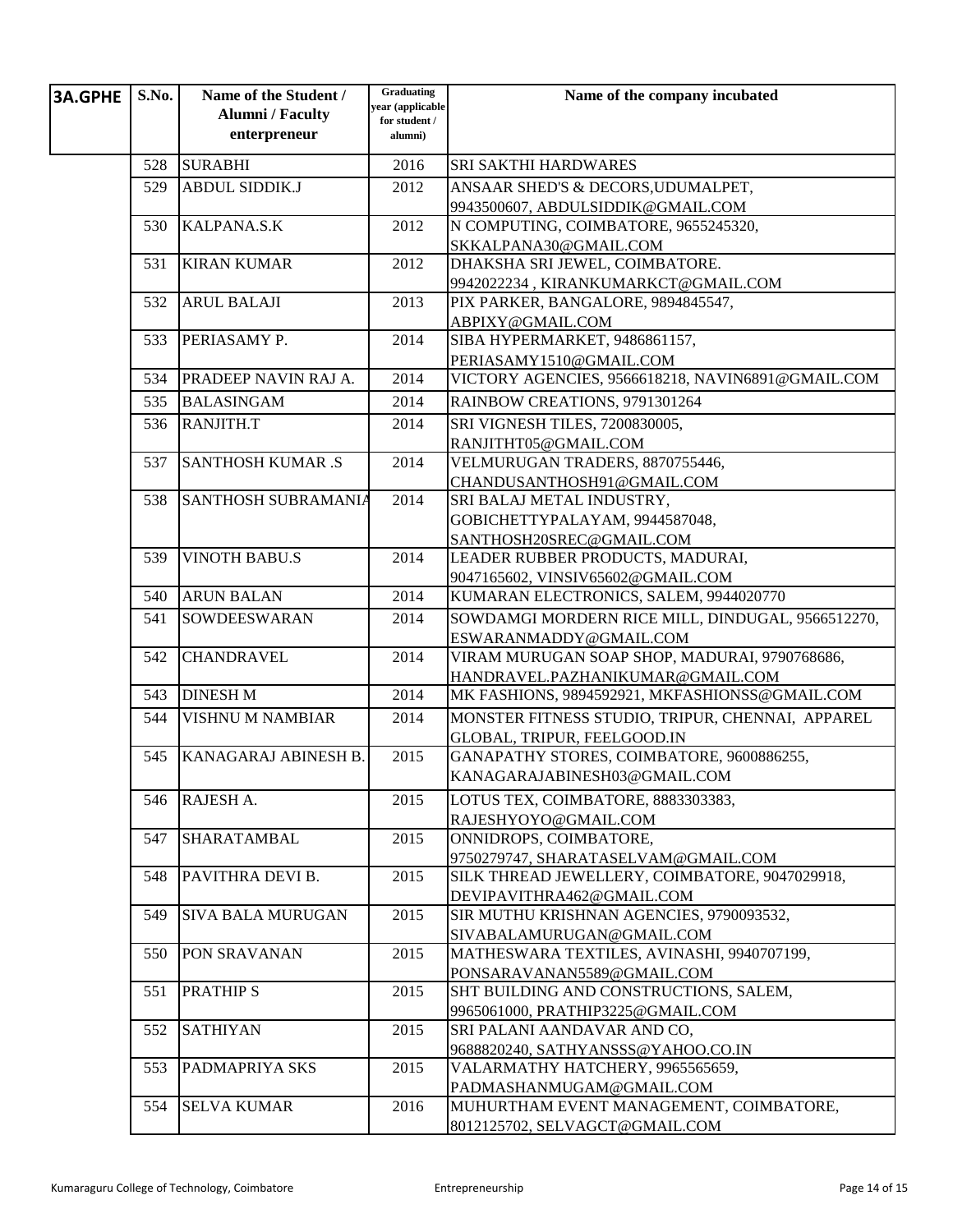| 3A.GPHE | S.No. | Name of the Student / Alumni / Faculty entrepreneur | Graduating year (applicable for student / alumni) | Name of the company incubated |
|---|---|---|---|---|
| | 528 | SURABHI | 2016 | SRI SAKTHI HARDWARES |
| | 529 | ABDUL SIDDIK.J | 2012 | ANSAAR SHED'S & DECORS,UDUMALPET, 9943500607, ABDULSIDDIK@GMAIL.COM |
| | 530 | KALPANA.S.K | 2012 | N COMPUTING, COIMBATORE, 9655245320, SKKALPANA30@GMAIL.COM |
| | 531 | KIRAN KUMAR | 2012 | DHAKSHA SRI JEWEL, COIMBATORE. 9942022234 , KIRANKUMARKCT@GMAIL.COM |
| | 532 | ARUL BALAJI | 2013 | PIX PARKER, BANGALORE, 9894845547, ABPIXY@GMAIL.COM |
| | 533 | PERIASAMY P. | 2014 | SIBA HYPERMARKET, 9486861157, PERIASAMY1510@GMAIL.COM |
| | 534 | PRADEEP NAVIN RAJ A. | 2014 | VICTORY AGENCIES, 9566618218, NAVIN6891@GMAIL.COM |
| | 535 | BALASINGAM | 2014 | RAINBOW CREATIONS, 9791301264 |
| | 536 | RANJITH.T | 2014 | SRI VIGNESH TILES, 7200830005, RANJITHT05@GMAIL.COM |
| | 537 | SANTHOSH KUMAR .S | 2014 | VELMURUGAN TRADERS, 8870755446, CHANDUSANTHOSH91@GMAIL.COM |
| | 538 | SANTHOSH SUBRAMANIA | 2014 | SRI BALAJ METAL INDUSTRY, GOBICHETTYPALAYAM, 9944587048, SANTHOSH20SREC@GMAIL.COM |
| | 539 | VINOTH BABU.S | 2014 | LEADER RUBBER PRODUCTS, MADURAI, 9047165602, VINSIV65602@GMAIL.COM |
| | 540 | ARUN BALAN | 2014 | KUMARAN ELECTRONICS, SALEM, 9944020770 |
| | 541 | SOWDEESWARAN | 2014 | SOWDAMGI MORDERN RICE MILL, DINDUGAL, 9566512270, ESWARANMADDY@GMAIL.COM |
| | 542 | CHANDRAVEL | 2014 | VIRAM MURUGAN SOAP SHOP, MADURAI, 9790768686, HANDRAVEL.PAZHANIKUMAR@GMAIL.COM |
| | 543 | DINESH M | 2014 | MK FASHIONS, 9894592921, MKFASHIONSS@GMAIL.COM |
| | 544 | VISHNU M NAMBIAR | 2014 | MONSTER FITNESS STUDIO, TRIPUR, CHENNAI, APPAREL GLOBAL, TRIPUR, FEELGOOD.IN |
| | 545 | KANAGARAJ ABINESH B. | 2015 | GANAPATHY STORES, COIMBATORE, 9600886255, KANAGARAJABINESH03@GMAIL.COM |
| | 546 | RAJESH A. | 2015 | LOTUS TEX, COIMBATORE, 8883303383, RAJESHYOYO@GMAIL.COM |
| | 547 | SHARATAMBAL | 2015 | ONNIDROPS, COIMBATORE, 9750279747, SHARATASELVAM@GMAIL.COM |
| | 548 | PAVITHRA DEVI B. | 2015 | SILK THREAD JEWELLERY, COIMBATORE, 9047029918, DEVIPAVITHRA462@GMAIL.COM |
| | 549 | SIVA BALA MURUGAN | 2015 | SIR MUTHU KRISHNAN AGENCIES, 9790093532, SIVABALAMURUGAN@GMAIL.COM |
| | 550 | PON SRAVANAN | 2015 | MATHESWARA TEXTILES, AVINASHI, 9940707199, PONSARAVANAN5589@GMAIL.COM |
| | 551 | PRATHIP S | 2015 | SHT BUILDING AND CONSTRUCTIONS, SALEM, 9965061000, PRATHIP3225@GMAIL.COM |
| | 552 | SATHIYAN | 2015 | SRI PALANI AANDAVAR AND CO, 9688820240, SATHYANSSS@YAHOO.CO.IN |
| | 553 | PADMAPRIYA SKS | 2015 | VALARMATHY HATCHERY, 9965565659, PADMASHANMUGAM@GMAIL.COM |
| | 554 | SELVA KUMAR | 2016 | MUHURTHAM EVENT MANAGEMENT, COIMBATORE, 8012125702, SELVAGCT@GMAIL.COM |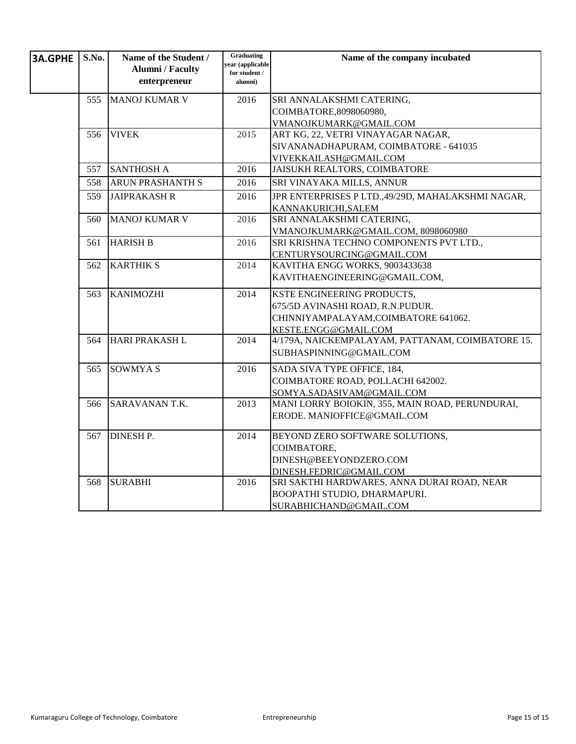| 3A.GPHE | S.No. | Name of the Student / Alumni / Faculty enterpreneur | Graduating year (applicable for student / alumni) | Name of the company incubated |
|---|---|---|---|---|
| | 555 | MANOJ KUMAR V | 2016 | SRI ANNALAKSHMI CATERING, COIMBATORE,8098060980, VMANOJKUMARK@GMAIL.COM |
| | 556 | VIVEK | 2015 | ART KG, 22, VETRI VINAYAGAR NAGAR, SIVANANADHAPURAM, COIMBATORE - 641035 VIVEKKAILASH@GMAIL.COM |
| | 557 | SANTHOSH A | 2016 | JAISUKH REALTORS, COIMBATORE |
| | 558 | ARUN PRASHANTH S | 2016 | SRI VINAYAKA MILLS, ANNUR |
| | 559 | JAIPRAKASH R | 2016 | JPR ENTERPRISES P LTD.,49/29D, MAHALAKSHMI NAGAR, KANNAKURICHI,SALEM |
| | 560 | MANOJ KUMAR V | 2016 | SRI ANNALAKSHMI CATERING, VMANOJKUMARK@GMAIL.COM, 8098060980 |
| | 561 | HARISH B | 2016 | SRI KRISHNA TECHNO COMPONENTS PVT LTD., CENTURYSOURCING@GMAIL.COM |
| | 562 | KARTHIK S | 2014 | KAVITHA ENGG WORKS, 9003433638 KAVITHAENGINEERING@GMAIL.COM, |
| | 563 | KANIMOZHI | 2014 | KSTE ENGINEERING PRODUCTS, 675/5D AVINASHI ROAD, R.N.PUDUR. CHINNIYAMPALAYAM,COIMBATORE 641062. KESTE.ENGG@GMAIL.COM |
| | 564 | HARI PRAKASH L | 2014 | 4/179A, NAICKEMPALAYAM, PATTANAM, COIMBATORE 15. SUBHASPINNING@GMAIL.COM |
| | 565 | SOWMYA S | 2016 | SADA SIVA TYPE OFFICE, 184, COIMBATORE ROAD, POLLACHI 642002. SOMYA.SADASIVAM@GMAIL.COM |
| | 566 | SARAVANAN T.K. | 2013 | MANI LORRY BOIOKIN, 355, MAIN ROAD, PERUNDURAI, ERODE. MANIOFFICE@GMAIL.COM |
| | 567 | DINESH P. | 2014 | BEYOND ZERO SOFTWARE SOLUTIONS, COIMBATORE, DINESH@BEEYONDZERO.COM DINESH.FEDRIC@GMAIL.COM |
| | 568 | SURABHI | 2016 | SRI SAKTHI HARDWARES, ANNA DURAI ROAD, NEAR BOOPATHI STUDIO, DHARMAPURI. SURABHICHAND@GMAIL.COM |